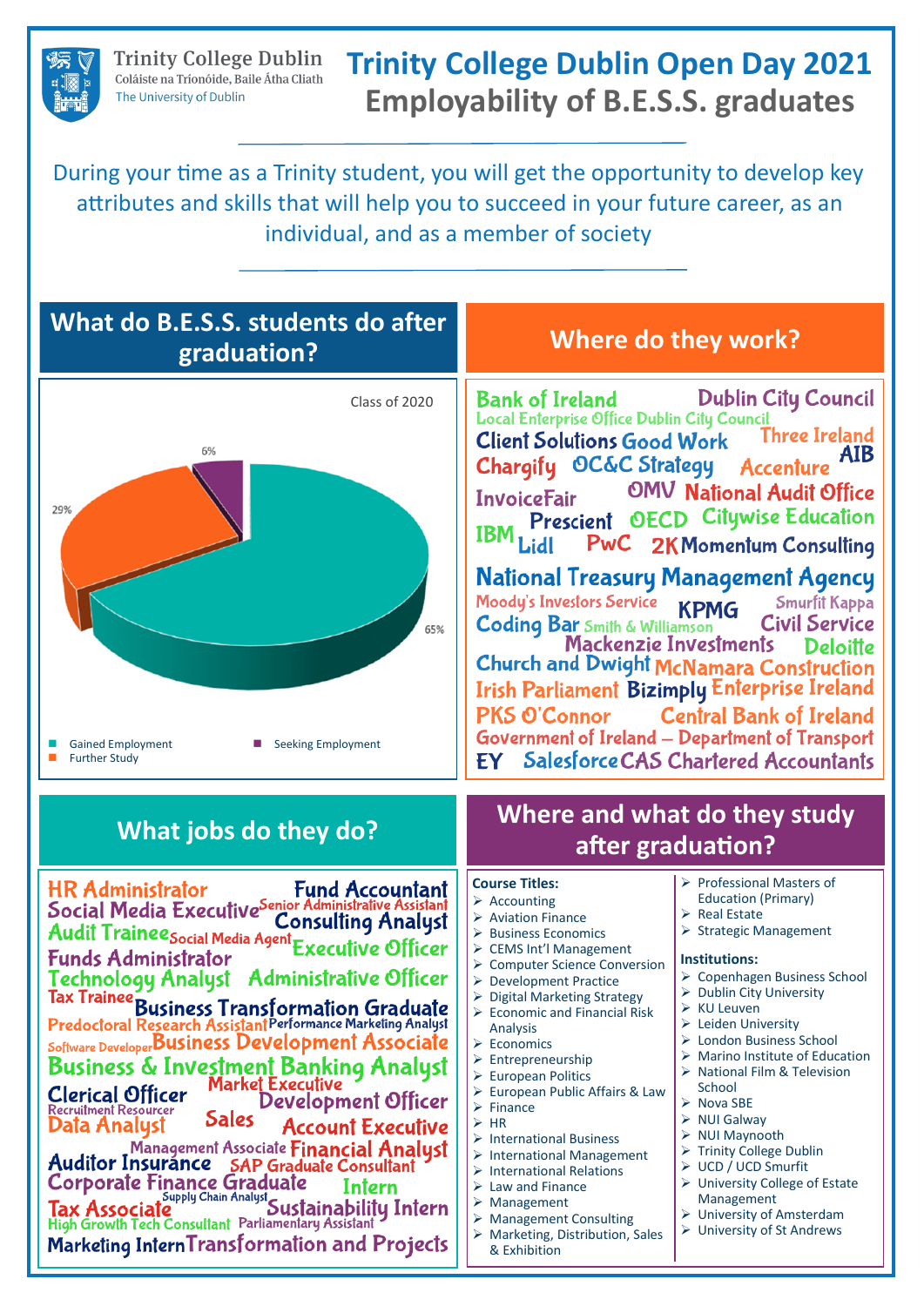Trinity College Dublin
Coláiste na Tríonóide, Baile Átha Cliath
The University of Dublin

# Trinity College Dublin Open Day 2021
## Employability of B.E.S.S. graduates

During your time as a Trinity student, you will get the opportunity to develop key attributes and skills that will help you to succeed in your future career, as an individual, and as a member of society

## What do B.E.S.S. students do after graduation?

Class of 2020

- Gained Employment: 65%
- Further Study: 29%
- Seeking Employment: 6%

## Where do they work?

Bank of Ireland, Dublin City Council, Local Enterprise Office Dublin City Council, Client Solutions, Good Work, Three Ireland, AIB, Chargify, OC&C Strategy, Accenture, InvoiceFair, OMV, National Audit Office, IBM, Prescient, OECD, Citywise Education, Lidl, PwC, 2K, Momentum Consulting, National Treasury Management Agency, Moody's Investors Service, KPMG, Smurfit Kappa, Coding Bar, Smith & Williamson, Civil Service, Mackenzie Investments, Deloitte, Church and Dwight, McNamara Construction, Irish Parliament, Bizimply, Enterprise Ireland, PKS O'Connor, Central Bank of Ireland, Government of Ireland – Department of Transport, EY, Salesforce, CAS Chartered Accountants

## What jobs do they do?

HR Administrator, Fund Accountant, Social Media Executive, Senior Administrative Assistant, Consulting Analyst, Audit Trainee, Social Media Agent, Executive Officer, Funds Administrator, Technology Analyst, Administrative Officer, Tax Trainee, Business Transformation Graduate, Predoctoral Research Assistant, Performance Marketing Analyst, Software Developer, Business Development Associate, Business & Investment Banking Analyst, Clerical Officer, Market Executive, Recruitment Resourcer, Development Officer, Data Analyst, Sales, Account Executive, Management Associate, Financial Analyst, Auditor Insurance, SAP Graduate Consultant, Corporate Finance Graduate, Intern, Tax Associate, Supply Chain Analyst, Sustainability Intern, High Growth Tech Consultant, Parliamentary Assistant, Marketing Intern, Transformation and Projects

## Where and what do they study after graduation?

**Course Titles:**

- Accounting
- Aviation Finance
- Business Economics
- CEMS Int'l Management
- Computer Science Conversion
- Development Practice
- Digital Marketing Strategy
- Economic and Financial Risk Analysis
- Economics
- Entrepreneurship
- European Politics
- European Public Affairs & Law
- Finance
- HR
- International Business
- International Management
- International Relations
- Law and Finance
- Management
- Management Consulting
- Marketing, Distribution, Sales & Exhibition
- Professional Masters of Education (Primary)
- Real Estate
- Strategic Management

**Institutions:**

- Copenhagen Business School
- Dublin City University
- KU Leuven
- Leiden University
- London Business School
- Marino Institute of Education
- National Film & Television School
- Nova SBE
- NUI Galway
- NUI Maynooth
- Trinity College Dublin
- UCD / UCD Smurfit
- University College of Estate Management
- University of Amsterdam
- University of St Andrews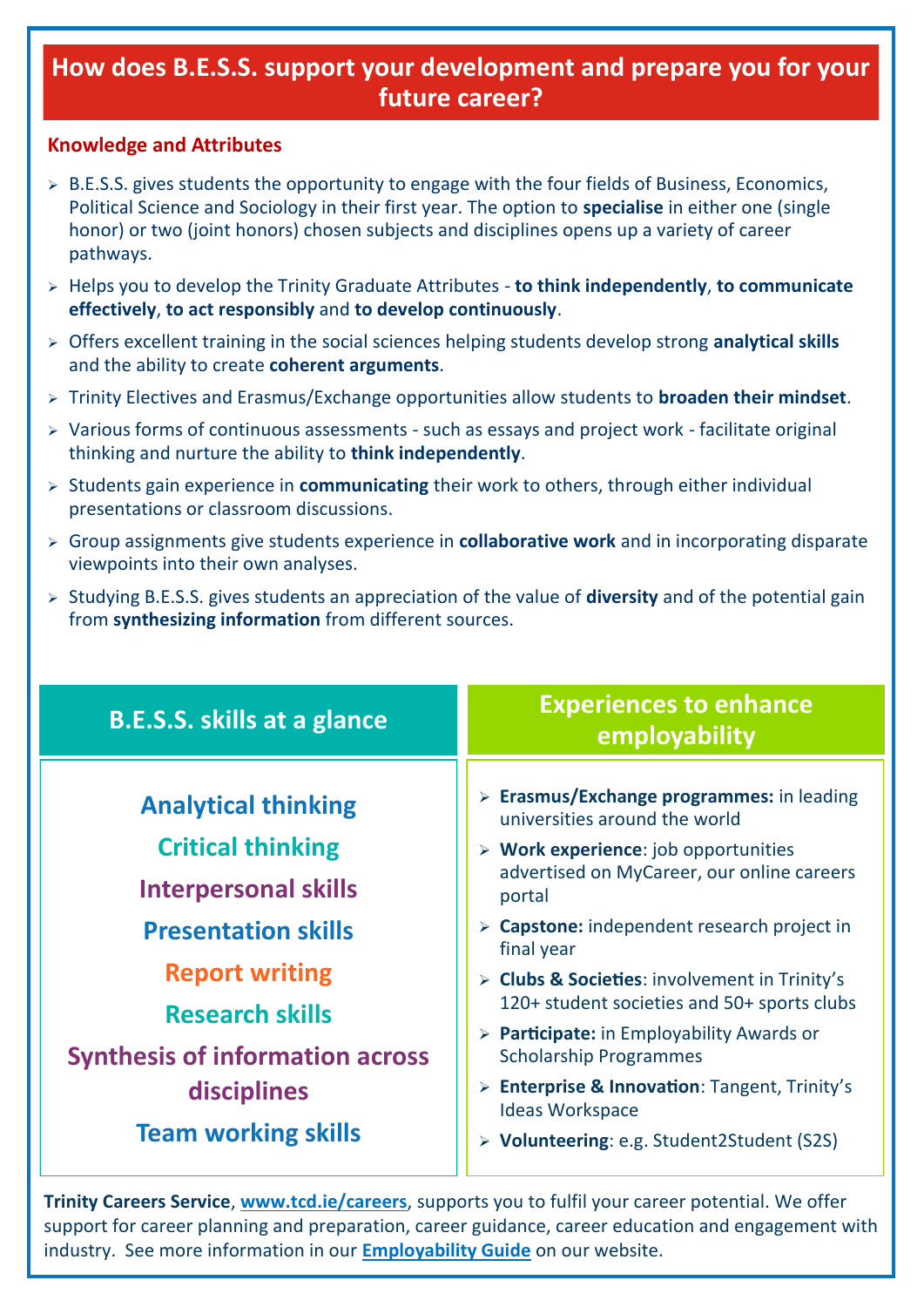# How does B.E.S.S. support your development and prepare you for your future career?

## Knowledge and Attributes

- B.E.S.S. gives students the opportunity to engage with the four fields of Business, Economics, Political Science and Sociology in their first year. The option to **specialise** in either one (single honor) or two (joint honors) chosen subjects and disciplines opens up a variety of career pathways.
- Helps you to develop the Trinity Graduate Attributes - **to think independently**, **to communicate effectively**, **to act responsibly** and **to develop continuously**.
- Offers excellent training in the social sciences helping students develop strong **analytical skills** and the ability to create **coherent arguments**.
- Trinity Electives and Erasmus/Exchange opportunities allow students to **broaden their mindset**.
- Various forms of continuous assessments - such as essays and project work - facilitate original thinking and nurture the ability to **think independently**.
- Students gain experience in **communicating** their work to others, through either individual presentations or classroom discussions.
- Group assignments give students experience in **collaborative work** and in incorporating disparate viewpoints into their own analyses.
- Studying B.E.S.S. gives students an appreciation of the value of **diversity** and of the potential gain from **synthesizing information** from different sources.

## B.E.S.S. skills at a glance

**Analytical thinking**

**Critical thinking**

**Interpersonal skills**

**Presentation skills**

**Report writing**

**Research skills**

**Synthesis of information across disciplines**

**Team working skills**

## Experiences to enhance employability

- **Erasmus/Exchange programmes:** in leading universities around the world
- **Work experience**: job opportunities advertised on MyCareer, our online careers portal
- **Capstone:** independent research project in final year
- **Clubs & Societies**: involvement in Trinity's 120+ student societies and 50+ sports clubs
- **Participate:** in Employability Awards or Scholarship Programmes
- **Enterprise & Innovation**: Tangent, Trinity's Ideas Workspace
- **Volunteering**: e.g. Student2Student (S2S)

**Trinity Careers Service**, **www.tcd.ie/careers**, supports you to fulfil your career potential. We offer support for career planning and preparation, career guidance, career education and engagement with industry. See more information in our **Employability Guide** on our website.